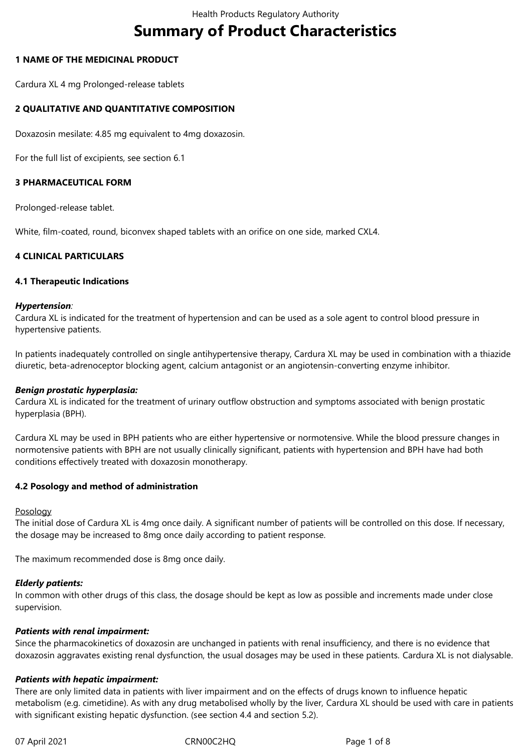# Summary of Product Characteristics

## 1 NAME OF THE MEDICINAL PRODUCT

Cardura XL 4 mg Prolonged-release tablets

## 2 QUALITATIVE AND QUANTITATIVE COMPOSITION

Doxazosin mesilate: 4.85 mg equivalent to 4mg doxazosin.

For the full list of excipients, see section 6.1

## 3 PHARMACEUTICAL FORM

Prolonged-release tablet.

White, film-coated, round, biconvex shaped tablets with an orifice on one side, marked CXL4.

## 4 CLINICAL PARTICULARS

### 4.1 Therapeutic Indications

***Hypertension****:*
Cardura XL is indicated for the treatment of hypertension and can be used as a sole agent to control blood pressure in hypertensive patients.

In patients inadequately controlled on single antihypertensive therapy, Cardura XL may be used in combination with a thiazide diuretic, beta-adrenoceptor blocking agent, calcium antagonist or an angiotensin-converting enzyme inhibitor.

***Benign prostatic hyperplasia:***
Cardura XL is indicated for the treatment of urinary outflow obstruction and symptoms associated with benign prostatic hyperplasia (BPH).

Cardura XL may be used in BPH patients who are either hypertensive or normotensive. While the blood pressure changes in normotensive patients with BPH are not usually clinically significant, patients with hypertension and BPH have had both conditions effectively treated with doxazosin monotherapy.

### 4.2 Posology and method of administration

Posology
The initial dose of Cardura XL is 4mg once daily. A significant number of patients will be controlled on this dose. If necessary, the dosage may be increased to 8mg once daily according to patient response.

The maximum recommended dose is 8mg once daily.

***Elderly patients:***
In common with other drugs of this class, the dosage should be kept as low as possible and increments made under close supervision.

***Patients with renal impairment:***
Since the pharmacokinetics of doxazosin are unchanged in patients with renal insufficiency, and there is no evidence that doxazosin aggravates existing renal dysfunction, the usual dosages may be used in these patients. Cardura XL is not dialysable.

***Patients with hepatic impairment:***
There are only limited data in patients with liver impairment and on the effects of drugs known to influence hepatic metabolism (e.g. cimetidine). As with any drug metabolised wholly by the liver, Cardura XL should be used with care in patients with significant existing hepatic dysfunction. (see section 4.4 and section 5.2).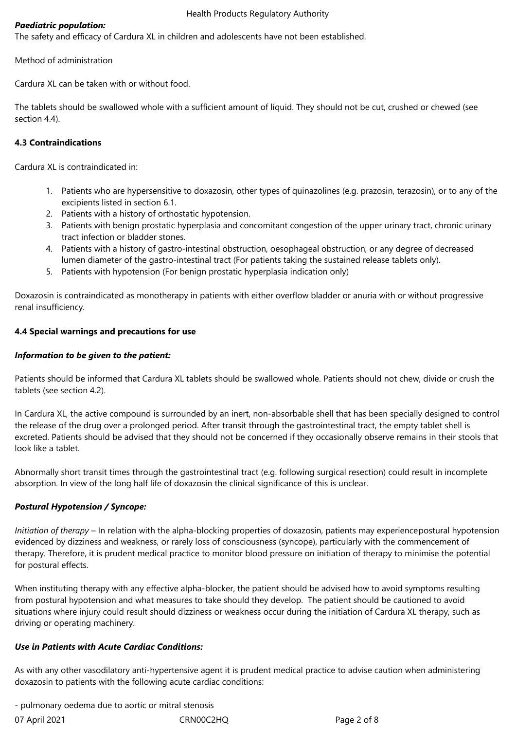***Paediatric population:***

The safety and efficacy of Cardura XL in children and adolescents have not been established.

Method of administration

Cardura XL can be taken with or without food.

The tablets should be swallowed whole with a sufficient amount of liquid. They should not be cut, crushed or chewed (see section 4.4).

**4.3 Contraindications**

Cardura XL is contraindicated in:

1. Patients who are hypersensitive to doxazosin, other types of quinazolines (e.g. prazosin, terazosin), or to any of the excipients listed in section 6.1.
2. Patients with a history of orthostatic hypotension.
3. Patients with benign prostatic hyperplasia and concomitant congestion of the upper urinary tract, chronic urinary tract infection or bladder stones.
4. Patients with a history of gastro-intestinal obstruction, oesophageal obstruction, or any degree of decreased lumen diameter of the gastro-intestinal tract (For patients taking the sustained release tablets only).
5. Patients with hypotension (For benign prostatic hyperplasia indication only)

Doxazosin is contraindicated as monotherapy in patients with either overflow bladder or anuria with or without progressive renal insufficiency.

**4.4 Special warnings and precautions for use**

***Information to be given to the patient:***

Patients should be informed that Cardura XL tablets should be swallowed whole. Patients should not chew, divide or crush the tablets (see section 4.2).

In Cardura XL, the active compound is surrounded by an inert, non-absorbable shell that has been specially designed to control the release of the drug over a prolonged period. After transit through the gastrointestinal tract, the empty tablet shell is excreted. Patients should be advised that they should not be concerned if they occasionally observe remains in their stools that look like a tablet.

Abnormally short transit times through the gastrointestinal tract (e.g. following surgical resection) could result in incomplete absorption. In view of the long half life of doxazosin the clinical significance of this is unclear.

***Postural Hypotension / Syncope:***

*Initiation of therapy* – In relation with the alpha-blocking properties of doxazosin, patients may experiencepostural hypotension evidenced by dizziness and weakness, or rarely loss of consciousness (syncope), particularly with the commencement of therapy. Therefore, it is prudent medical practice to monitor blood pressure on initiation of therapy to minimise the potential for postural effects.

When instituting therapy with any effective alpha-blocker, the patient should be advised how to avoid symptoms resulting from postural hypotension and what measures to take should they develop. The patient should be cautioned to avoid situations where injury could result should dizziness or weakness occur during the initiation of Cardura XL therapy, such as driving or operating machinery.

***Use in Patients with Acute Cardiac Conditions:***

As with any other vasodilatory anti-hypertensive agent it is prudent medical practice to advise caution when administering doxazosin to patients with the following acute cardiac conditions:

- pulmonary oedema due to aortic or mitral stenosis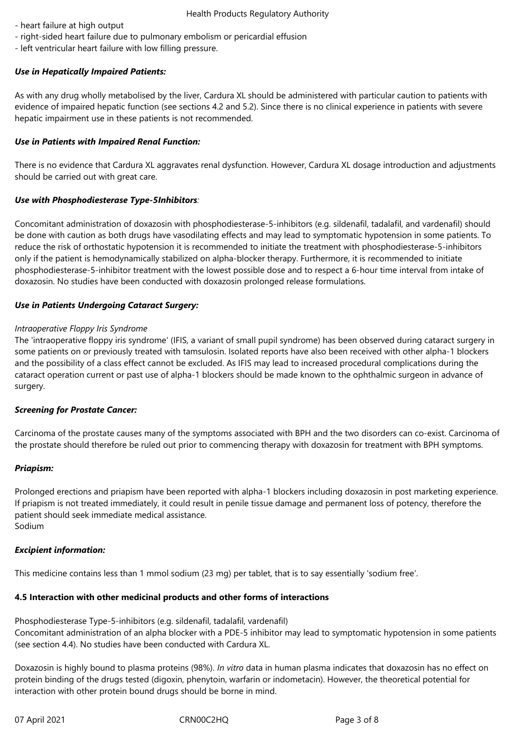- heart failure at high output
- right-sided heart failure due to pulmonary embolism or pericardial effusion
- left ventricular heart failure with low filling pressure.

***Use in Hepatically Impaired Patients:***

As with any drug wholly metabolised by the liver, Cardura XL should be administered with particular caution to patients with evidence of impaired hepatic function (see sections 4.2 and 5.2). Since there is no clinical experience in patients with severe hepatic impairment use in these patients is not recommended.

***Use in Patients with Impaired Renal Function:***

There is no evidence that Cardura XL aggravates renal dysfunction. However, Cardura XL dosage introduction and adjustments should be carried out with great care.

***Use with Phosphodiesterase Type-5Inhibitors:***

Concomitant administration of doxazosin with phosphodiesterase-5-inhibitors (e.g. sildenafil, tadalafil, and vardenafil) should be done with caution as both drugs have vasodilating effects and may lead to symptomatic hypotension in some patients. To reduce the risk of orthostatic hypotension it is recommended to initiate the treatment with phosphodiesterase-5-inhibitors only if the patient is hemodynamically stabilized on alpha-blocker therapy. Furthermore, it is recommended to initiate phosphodiesterase-5-inhibitor treatment with the lowest possible dose and to respect a 6-hour time interval from intake of doxazosin. No studies have been conducted with doxazosin prolonged release formulations.

***Use in Patients Undergoing Cataract Surgery:***

*Intraoperative Floppy Iris Syndrome*

The 'intraoperative floppy iris syndrome' (IFIS, a variant of small pupil syndrome) has been observed during cataract surgery in some patients on or previously treated with tamsulosin. Isolated reports have also been received with other alpha-1 blockers and the possibility of a class effect cannot be excluded. As IFIS may lead to increased procedural complications during the cataract operation current or past use of alpha-1 blockers should be made known to the ophthalmic surgeon in advance of surgery.

***Screening for Prostate Cancer:***

Carcinoma of the prostate causes many of the symptoms associated with BPH and the two disorders can co-exist. Carcinoma of the prostate should therefore be ruled out prior to commencing therapy with doxazosin for treatment with BPH symptoms.

***Priapism:***

Prolonged erections and priapism have been reported with alpha-1 blockers including doxazosin in post marketing experience. If priapism is not treated immediately, it could result in penile tissue damage and permanent loss of potency, therefore the patient should seek immediate medical assistance.

Sodium

***Excipient information:***

This medicine contains less than 1 mmol sodium (23 mg) per tablet, that is to say essentially 'sodium free'.

**4.5 Interaction with other medicinal products and other forms of interactions**

Phosphodiesterase Type-5-inhibitors (e.g. sildenafil, tadalafil, vardenafil)

Concomitant administration of an alpha blocker with a PDE-5 inhibitor may lead to symptomatic hypotension in some patients (see section 4.4). No studies have been conducted with Cardura XL.

Doxazosin is highly bound to plasma proteins (98%). *In vitro* data in human plasma indicates that doxazosin has no effect on protein binding of the drugs tested (digoxin, phenytoin, warfarin or indometacin). However, the theoretical potential for interaction with other protein bound drugs should be borne in mind.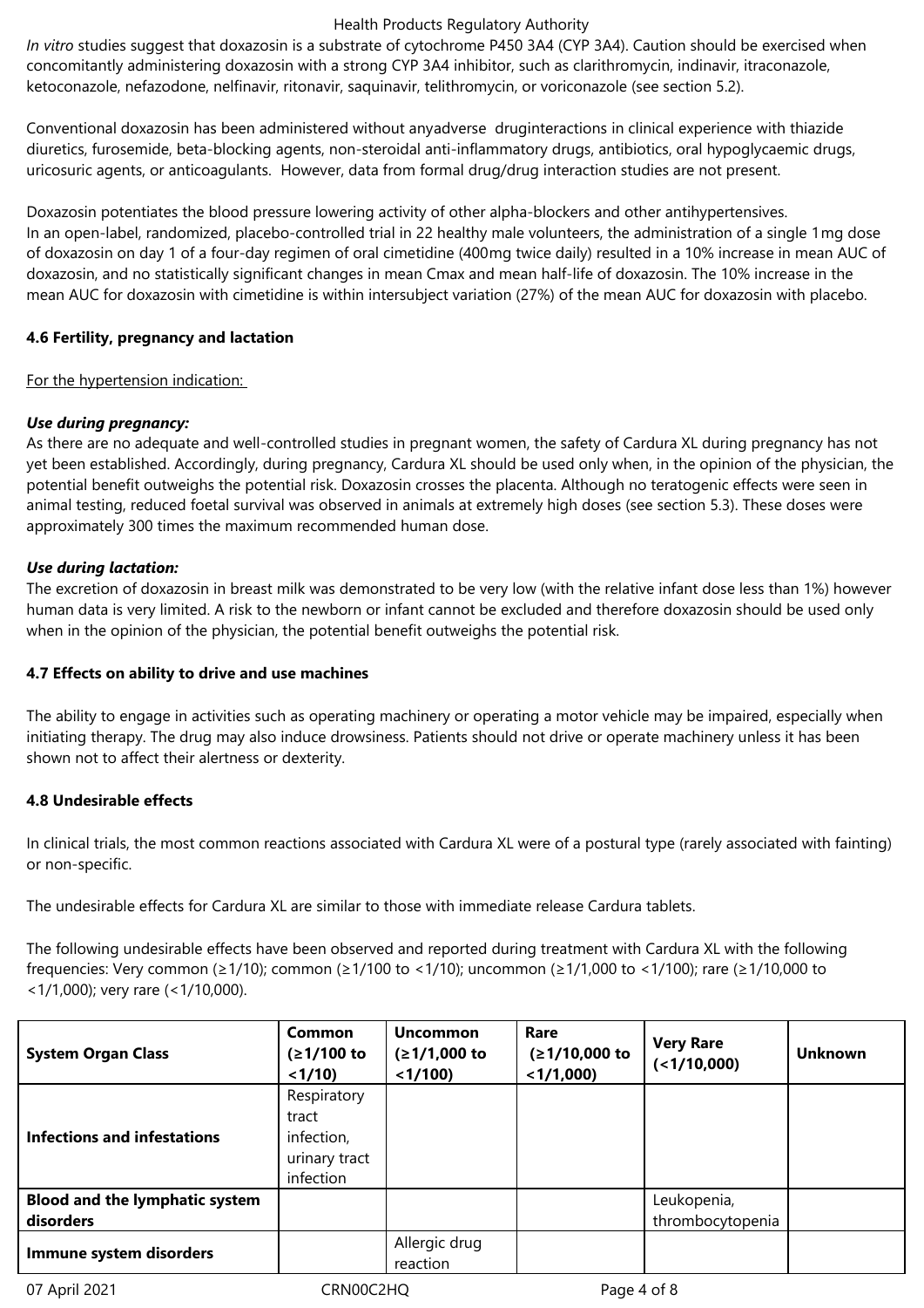*In vitro* studies suggest that doxazosin is a substrate of cytochrome P450 3A4 (CYP 3A4). Caution should be exercised when concomitantly administering doxazosin with a strong CYP 3A4 inhibitor, such as clarithromycin, indinavir, itraconazole, ketoconazole, nefazodone, nelfinavir, ritonavir, saquinavir, telithromycin, or voriconazole (see section 5.2).

Conventional doxazosin has been administered without anyadverse druginteractions in clinical experience with thiazide diuretics, furosemide, beta-blocking agents, non-steroidal anti-inflammatory drugs, antibiotics, oral hypoglycaemic drugs, uricosuric agents, or anticoagulants. However, data from formal drug/drug interaction studies are not present.

Doxazosin potentiates the blood pressure lowering activity of other alpha-blockers and other antihypertensives.
In an open-label, randomized, placebo-controlled trial in 22 healthy male volunteers, the administration of a single 1mg dose of doxazosin on day 1 of a four-day regimen of oral cimetidine (400mg twice daily) resulted in a 10% increase in mean AUC of doxazosin, and no statistically significant changes in mean Cmax and mean half-life of doxazosin. The 10% increase in the mean AUC for doxazosin with cimetidine is within intersubject variation (27%) of the mean AUC for doxazosin with placebo.

**4.6 Fertility, pregnancy and lactation**

For the hypertension indication:

***Use during pregnancy:***
As there are no adequate and well-controlled studies in pregnant women, the safety of Cardura XL during pregnancy has not yet been established. Accordingly, during pregnancy, Cardura XL should be used only when, in the opinion of the physician, the potential benefit outweighs the potential risk. Doxazosin crosses the placenta. Although no teratogenic effects were seen in animal testing, reduced foetal survival was observed in animals at extremely high doses (see section 5.3). These doses were approximately 300 times the maximum recommended human dose.

***Use during lactation:***
The excretion of doxazosin in breast milk was demonstrated to be very low (with the relative infant dose less than 1%) however human data is very limited. A risk to the newborn or infant cannot be excluded and therefore doxazosin should be used only when in the opinion of the physician, the potential benefit outweighs the potential risk.

**4.7 Effects on ability to drive and use machines**

The ability to engage in activities such as operating machinery or operating a motor vehicle may be impaired, especially when initiating therapy. The drug may also induce drowsiness. Patients should not drive or operate machinery unless it has been shown not to affect their alertness or dexterity.

**4.8 Undesirable effects**

In clinical trials, the most common reactions associated with Cardura XL were of a postural type (rarely associated with fainting) or non-specific.

The undesirable effects for Cardura XL are similar to those with immediate release Cardura tablets.

The following undesirable effects have been observed and reported during treatment with Cardura XL with the following frequencies: Very common (≥1/10); common (≥1/100 to <1/10); uncommon (≥1/1,000 to <1/100); rare (≥1/10,000 to <1/1,000); very rare (<1/10,000).

| System Organ Class | Common (≥1/100 to <1/10) | Uncommon (≥1/1,000 to <1/100) | Rare (≥1/10,000 to <1/1,000) | Very Rare (<1/10,000) | Unknown |
|---|---|---|---|---|---|
| **Infections and infestations** | Respiratory tract infection, urinary tract infection | | | | |
| **Blood and the lymphatic system disorders** | | | | Leukopenia, thrombocytopenia | |
| **Immune system disorders** | | Allergic drug reaction | | | |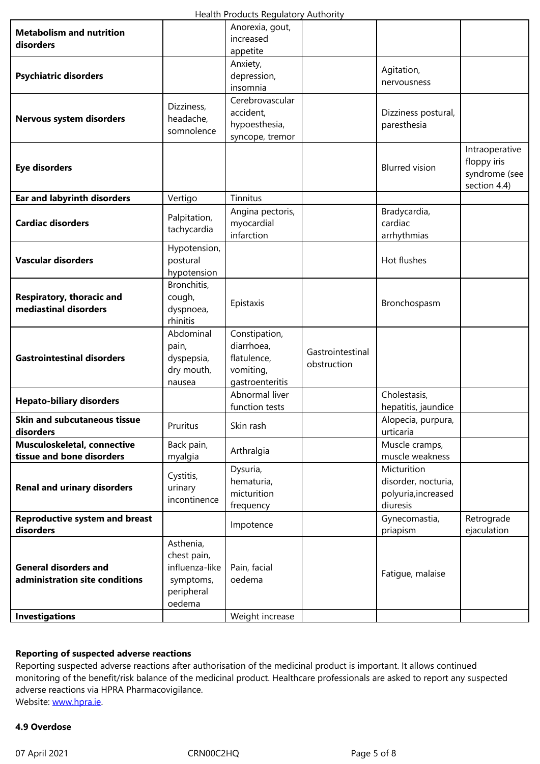| | | | | | |
|---|---|---|---|---|---|
| **Metabolism and nutrition disorders** | | Anorexia, gout, increased appetite | | | |
| **Psychiatric disorders** | | Anxiety, depression, insomnia | | Agitation, nervousness | |
| **Nervous system disorders** | Dizziness, headache, somnolence | Cerebrovascular accident, hypoesthesia, syncope, tremor | | Dizziness postural, paresthesia | |
| **Eye disorders** | | | | Blurred vision | Intraoperative floppy iris syndrome (see section 4.4) |
| **Ear and labyrinth disorders** | Vertigo | Tinnitus | | | |
| **Cardiac disorders** | Palpitation, tachycardia | Angina pectoris, myocardial infarction | | Bradycardia, cardiac arrhythmias | |
| **Vascular disorders** | Hypotension, postural hypotension | | | Hot flushes | |
| **Respiratory, thoracic and mediastinal disorders** | Bronchitis, cough, dyspnoea, rhinitis | Epistaxis | | Bronchospasm | |
| **Gastrointestinal disorders** | Abdominal pain, dyspepsia, dry mouth, nausea | Constipation, diarrhoea, flatulence, vomiting, gastroenteritis | Gastrointestinal obstruction | | |
| **Hepato-biliary disorders** | | Abnormal liver function tests | | Cholestasis, hepatitis, jaundice | |
| **Skin and subcutaneous tissue disorders** | Pruritus | Skin rash | | Alopecia, purpura, urticaria | |
| **Musculoskeletal, connective tissue and bone disorders** | Back pain, myalgia | Arthralgia | | Muscle cramps, muscle weakness | |
| **Renal and urinary disorders** | Cystitis, urinary incontinence | Dysuria, hematuria, micturition frequency | | Micturition disorder, nocturia, polyuria,increased diuresis | |
| **Reproductive system and breast disorders** | | Impotence | | Gynecomastia, priapism | Retrograde ejaculation |
| **General disorders and administration site conditions** | Asthenia, chest pain, influenza-like symptoms, peripheral oedema | Pain, facial oedema | | Fatigue, malaise | |
| **Investigations** | | Weight increase | | | |

**Reporting of suspected adverse reactions**

Reporting suspected adverse reactions after authorisation of the medicinal product is important. It allows continued monitoring of the benefit/risk balance of the medicinal product. Healthcare professionals are asked to report any suspected adverse reactions via HPRA Pharmacovigilance.
Website: www.hpra.ie.

**4.9 Overdose**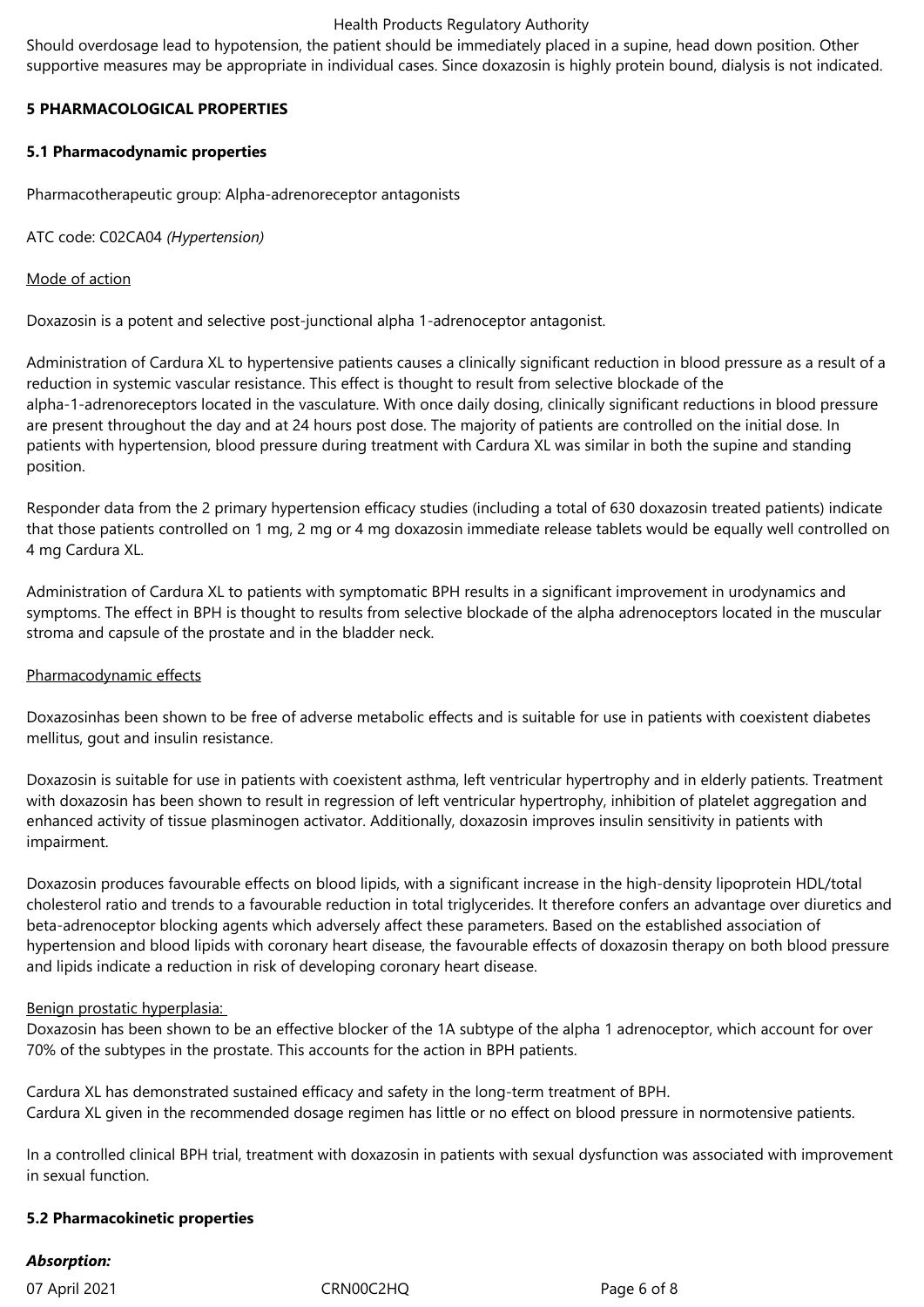Should overdosage lead to hypotension, the patient should be immediately placed in a supine, head down position. Other supportive measures may be appropriate in individual cases. Since doxazosin is highly protein bound, dialysis is not indicated.

## 5 PHARMACOLOGICAL PROPERTIES

### 5.1 Pharmacodynamic properties

Pharmacotherapeutic group: Alpha-adrenoreceptor antagonists

ATC code: C02CA04 *(Hypertension)*

Mode of action

Doxazosin is a potent and selective post-junctional alpha 1-adrenoceptor antagonist.

Administration of Cardura XL to hypertensive patients causes a clinically significant reduction in blood pressure as a result of a reduction in systemic vascular resistance. This effect is thought to result from selective blockade of the alpha-1-adrenoreceptors located in the vasculature. With once daily dosing, clinically significant reductions in blood pressure are present throughout the day and at 24 hours post dose. The majority of patients are controlled on the initial dose. In patients with hypertension, blood pressure during treatment with Cardura XL was similar in both the supine and standing position.

Responder data from the 2 primary hypertension efficacy studies (including a total of 630 doxazosin treated patients) indicate that those patients controlled on 1 mg, 2 mg or 4 mg doxazosin immediate release tablets would be equally well controlled on 4 mg Cardura XL.

Administration of Cardura XL to patients with symptomatic BPH results in a significant improvement in urodynamics and symptoms. The effect in BPH is thought to results from selective blockade of the alpha adrenoceptors located in the muscular stroma and capsule of the prostate and in the bladder neck.

Pharmacodynamic effects

Doxazosinhas been shown to be free of adverse metabolic effects and is suitable for use in patients with coexistent diabetes mellitus, gout and insulin resistance.

Doxazosin is suitable for use in patients with coexistent asthma, left ventricular hypertrophy and in elderly patients. Treatment with doxazosin has been shown to result in regression of left ventricular hypertrophy, inhibition of platelet aggregation and enhanced activity of tissue plasminogen activator. Additionally, doxazosin improves insulin sensitivity in patients with impairment.

Doxazosin produces favourable effects on blood lipids, with a significant increase in the high-density lipoprotein HDL/total cholesterol ratio and trends to a favourable reduction in total triglycerides. It therefore confers an advantage over diuretics and beta-adrenoceptor blocking agents which adversely affect these parameters. Based on the established association of hypertension and blood lipids with coronary heart disease, the favourable effects of doxazosin therapy on both blood pressure and lipids indicate a reduction in risk of developing coronary heart disease.

Benign prostatic hyperplasia:
Doxazosin has been shown to be an effective blocker of the 1A subtype of the alpha 1 adrenoceptor, which account for over 70% of the subtypes in the prostate. This accounts for the action in BPH patients.

Cardura XL has demonstrated sustained efficacy and safety in the long-term treatment of BPH.
Cardura XL given in the recommended dosage regimen has little or no effect on blood pressure in normotensive patients.

In a controlled clinical BPH trial, treatment with doxazosin in patients with sexual dysfunction was associated with improvement in sexual function.

### 5.2 Pharmacokinetic properties

***Absorption:***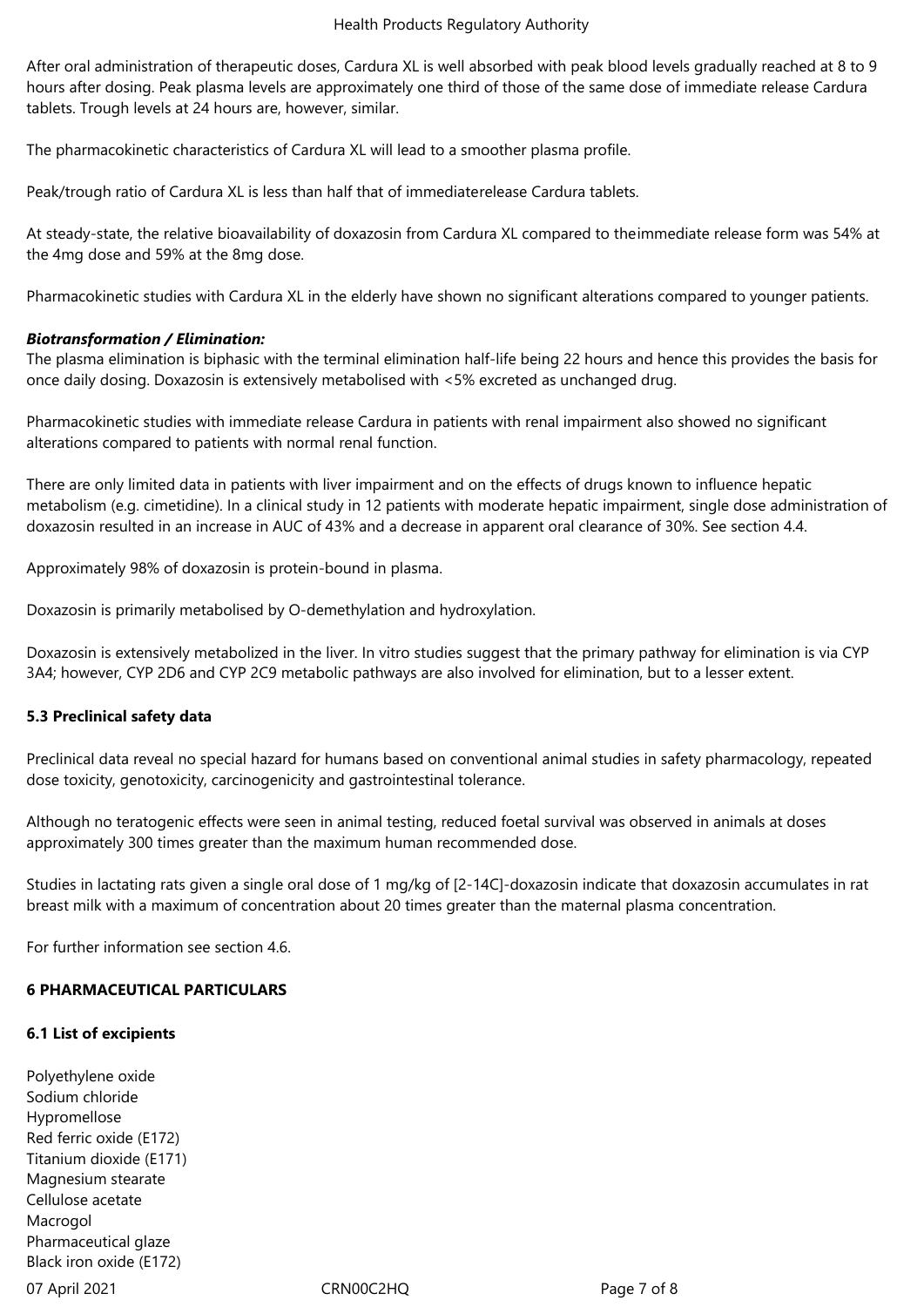After oral administration of therapeutic doses, Cardura XL is well absorbed with peak blood levels gradually reached at 8 to 9 hours after dosing. Peak plasma levels are approximately one third of those of the same dose of immediate release Cardura tablets. Trough levels at 24 hours are, however, similar.

The pharmacokinetic characteristics of Cardura XL will lead to a smoother plasma profile.

Peak/trough ratio of Cardura XL is less than half that of immediaterelease Cardura tablets.

At steady-state, the relative bioavailability of doxazosin from Cardura XL compared to theimmediate release form was 54% at the 4mg dose and 59% at the 8mg dose.

Pharmacokinetic studies with Cardura XL in the elderly have shown no significant alterations compared to younger patients.

***Biotransformation / Elimination:***

The plasma elimination is biphasic with the terminal elimination half-life being 22 hours and hence this provides the basis for once daily dosing. Doxazosin is extensively metabolised with <5% excreted as unchanged drug.

Pharmacokinetic studies with immediate release Cardura in patients with renal impairment also showed no significant alterations compared to patients with normal renal function.

There are only limited data in patients with liver impairment and on the effects of drugs known to influence hepatic metabolism (e.g. cimetidine). In a clinical study in 12 patients with moderate hepatic impairment, single dose administration of doxazosin resulted in an increase in AUC of 43% and a decrease in apparent oral clearance of 30%. See section 4.4.

Approximately 98% of doxazosin is protein-bound in plasma.

Doxazosin is primarily metabolised by O-demethylation and hydroxylation.

Doxazosin is extensively metabolized in the liver. In vitro studies suggest that the primary pathway for elimination is via CYP 3A4; however, CYP 2D6 and CYP 2C9 metabolic pathways are also involved for elimination, but to a lesser extent.

### 5.3 Preclinical safety data

Preclinical data reveal no special hazard for humans based on conventional animal studies in safety pharmacology, repeated dose toxicity, genotoxicity, carcinogenicity and gastrointestinal tolerance.

Although no teratogenic effects were seen in animal testing, reduced foetal survival was observed in animals at doses approximately 300 times greater than the maximum human recommended dose.

Studies in lactating rats given a single oral dose of 1 mg/kg of [2-14C]-doxazosin indicate that doxazosin accumulates in rat breast milk with a maximum of concentration about 20 times greater than the maternal plasma concentration.

For further information see section 4.6.

## 6 PHARMACEUTICAL PARTICULARS

### 6.1 List of excipients

Polyethylene oxide
Sodium chloride
Hypromellose
Red ferric oxide (E172)
Titanium dioxide (E171)
Magnesium stearate
Cellulose acetate
Macrogol
Pharmaceutical glaze
Black iron oxide (E172)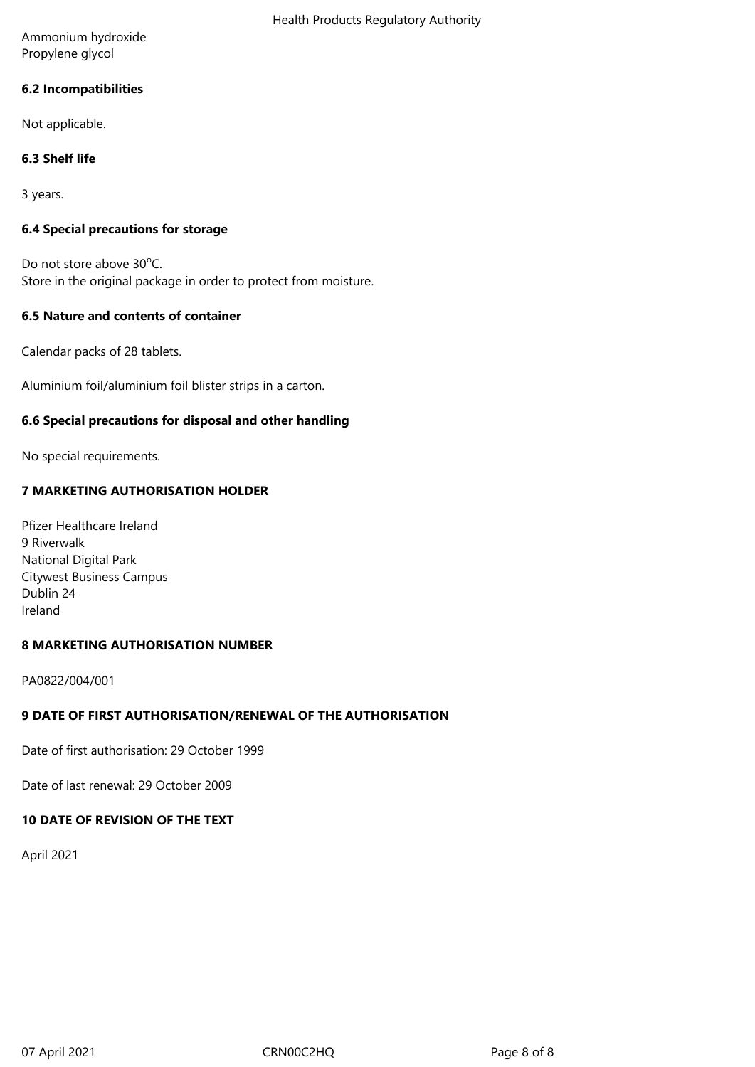Ammonium hydroxide
Propylene glycol

### 6.2 Incompatibilities

Not applicable.

### 6.3 Shelf life

3 years.

### 6.4 Special precautions for storage

Do not store above 30°C.
Store in the original package in order to protect from moisture.

### 6.5 Nature and contents of container

Calendar packs of 28 tablets.

Aluminium foil/aluminium foil blister strips in a carton.

### 6.6 Special precautions for disposal and other handling

No special requirements.

## 7 MARKETING AUTHORISATION HOLDER

Pfizer Healthcare Ireland
9 Riverwalk
National Digital Park
Citywest Business Campus
Dublin 24
Ireland

## 8 MARKETING AUTHORISATION NUMBER

PA0822/004/001

## 9 DATE OF FIRST AUTHORISATION/RENEWAL OF THE AUTHORISATION

Date of first authorisation: 29 October 1999

Date of last renewal: 29 October 2009

## 10 DATE OF REVISION OF THE TEXT

April 2021